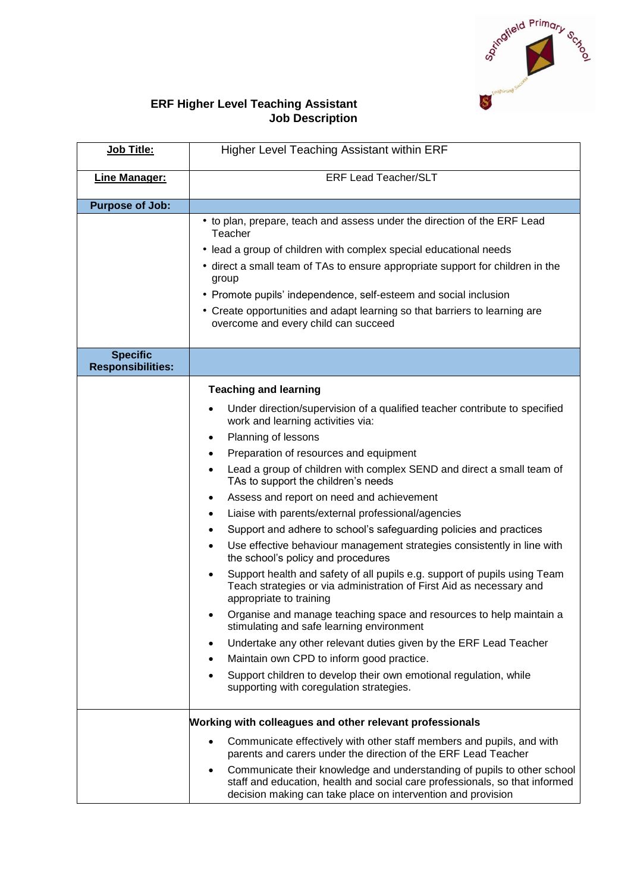## ERF Higher Level Teaching Assistant
## Job Description

| **Job Title:** | Higher Level Teaching Assistant within ERF |
|---|---|
| **Line Manager:** | ERF Lead Teacher/SLT |
| **Purpose of Job:** | |
| | • to plan, prepare, teach and assess under the direction of the ERF Lead Teacher<br>• lead a group of children with complex special educational needs<br>• direct a small team of TAs to ensure appropriate support for children in the group<br>• Promote pupils' independence, self-esteem and social inclusion<br>• Create opportunities and adapt learning so that barriers to learning are overcome and every child can succeed |
| **Specific Responsibilities:** | |
| | **Teaching and learning**<br>• Under direction/supervision of a qualified teacher contribute to specified work and learning activities via:<br>• Planning of lessons<br>• Preparation of resources and equipment<br>• Lead a group of children with complex SEND and direct a small team of TAs to support the children's needs<br>• Assess and report on need and achievement<br>• Liaise with parents/external professional/agencies<br>• Support and adhere to school's safeguarding policies and practices<br>• Use effective behaviour management strategies consistently in line with the school's policy and procedures<br>• Support health and safety of all pupils e.g. support of pupils using Team Teach strategies or via administration of First Aid as necessary and appropriate to training<br>• Organise and manage teaching space and resources to help maintain a stimulating and safe learning environment<br>• Undertake any other relevant duties given by the ERF Lead Teacher<br>• Maintain own CPD to inform good practice.<br>• Support children to develop their own emotional regulation, while supporting with coregulation strategies. |
| | **Working with colleagues and other relevant professionals**<br>• Communicate effectively with other staff members and pupils, and with parents and carers under the direction of the ERF Lead Teacher<br>• Communicate their knowledge and understanding of pupils to other school staff and education, health and social care professionals, so that informed decision making can take place on intervention and provision |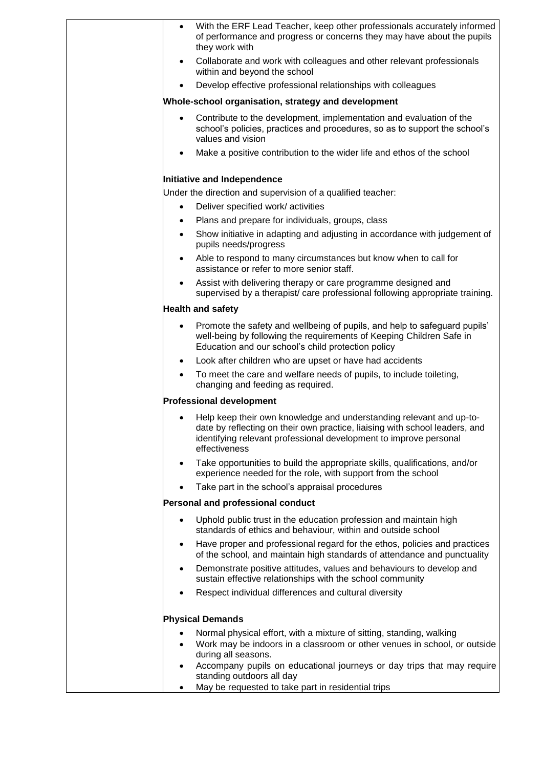- With the ERF Lead Teacher, keep other professionals accurately informed of performance and progress or concerns they may have about the pupils they work with
- Collaborate and work with colleagues and other relevant professionals within and beyond the school
- Develop effective professional relationships with colleagues

**Whole-school organisation, strategy and development**

- Contribute to the development, implementation and evaluation of the school's policies, practices and procedures, so as to support the school's values and vision
- Make a positive contribution to the wider life and ethos of the school

**Initiative and Independence**

Under the direction and supervision of a qualified teacher:

- Deliver specified work/ activities
- Plans and prepare for individuals, groups, class
- Show initiative in adapting and adjusting in accordance with judgement of pupils needs/progress
- Able to respond to many circumstances but know when to call for assistance or refer to more senior staff.
- Assist with delivering therapy or care programme designed and supervised by a therapist/ care professional following appropriate training.

**Health and safety**

- Promote the safety and wellbeing of pupils, and help to safeguard pupils' well-being by following the requirements of Keeping Children Safe in Education and our school's child protection policy
- Look after children who are upset or have had accidents
- To meet the care and welfare needs of pupils, to include toileting, changing and feeding as required.

**Professional development**

- Help keep their own knowledge and understanding relevant and up-to-date by reflecting on their own practice, liaising with school leaders, and identifying relevant professional development to improve personal effectiveness
- Take opportunities to build the appropriate skills, qualifications, and/or experience needed for the role, with support from the school
- Take part in the school's appraisal procedures

**Personal and professional conduct**

- Uphold public trust in the education profession and maintain high standards of ethics and behaviour, within and outside school
- Have proper and professional regard for the ethos, policies and practices of the school, and maintain high standards of attendance and punctuality
- Demonstrate positive attitudes, values and behaviours to develop and sustain effective relationships with the school community
- Respect individual differences and cultural diversity

**Physical Demands**

- Normal physical effort, with a mixture of sitting, standing, walking
- Work may be indoors in a classroom or other venues in school, or outside during all seasons.
- Accompany pupils on educational journeys or day trips that may require standing outdoors all day
- May be requested to take part in residential trips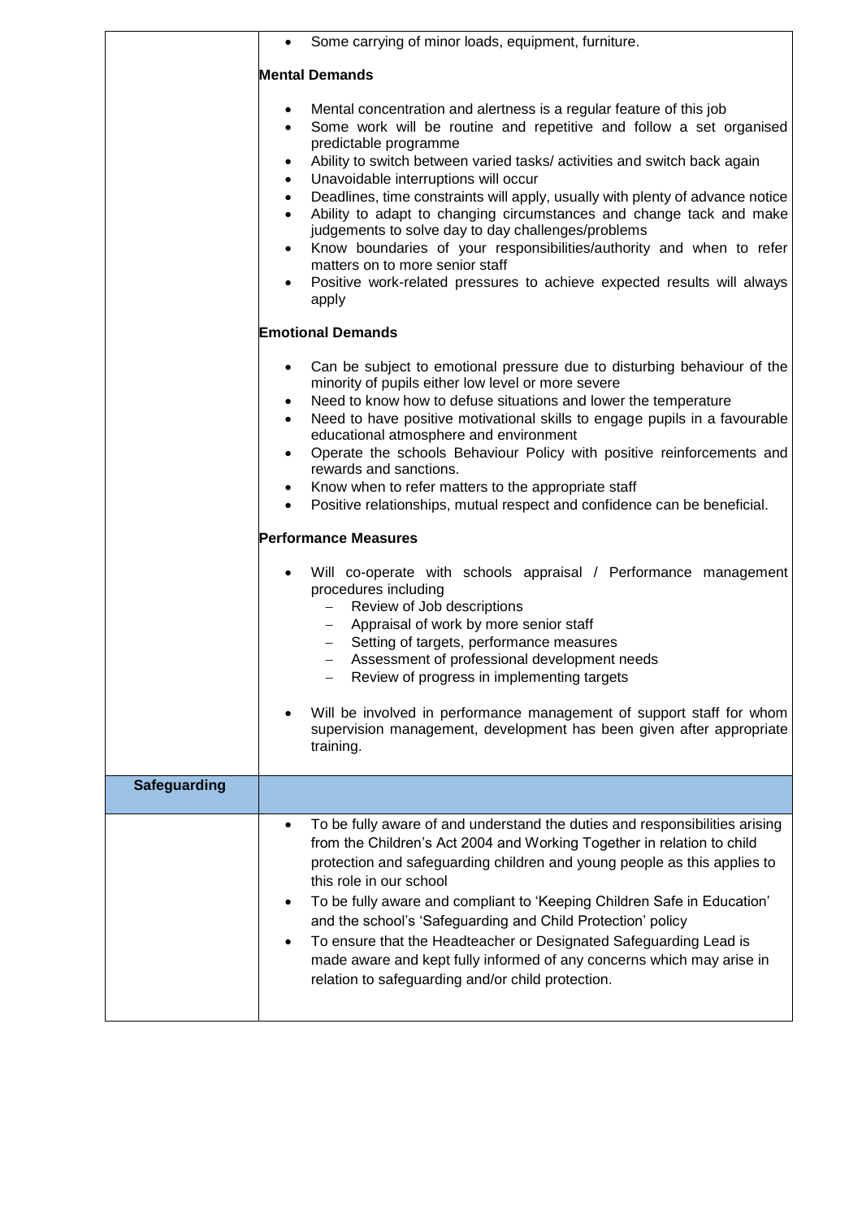| | |
|---|---|
| | • Some carrying of minor loads, equipment, furniture.<br><br>**Mental Demands**<br><br>• Mental concentration and alertness is a regular feature of this job<br>• Some work will be routine and repetitive and follow a set organised predictable programme<br>• Ability to switch between varied tasks/ activities and switch back again<br>• Unavoidable interruptions will occur<br>• Deadlines, time constraints will apply, usually with plenty of advance notice<br>• Ability to adapt to changing circumstances and change tack and make judgements to solve day to day challenges/problems<br>• Know boundaries of your responsibilities/authority and when to refer matters on to more senior staff<br>• Positive work-related pressures to achieve expected results will always apply<br><br>**Emotional Demands**<br><br>• Can be subject to emotional pressure due to disturbing behaviour of the minority of pupils either low level or more severe<br>• Need to know how to defuse situations and lower the temperature<br>• Need to have positive motivational skills to engage pupils in a favourable educational atmosphere and environment<br>• Operate the schools Behaviour Policy with positive reinforcements and rewards and sanctions.<br>• Know when to refer matters to the appropriate staff<br>• Positive relationships, mutual respect and confidence can be beneficial.<br><br>**Performance Measures**<br><br>• Will co-operate with schools appraisal / Performance management procedures including<br>&nbsp;&nbsp;– Review of Job descriptions<br>&nbsp;&nbsp;– Appraisal of work by more senior staff<br>&nbsp;&nbsp;– Setting of targets, performance measures<br>&nbsp;&nbsp;– Assessment of professional development needs<br>&nbsp;&nbsp;– Review of progress in implementing targets<br><br>• Will be involved in performance management of support staff for whom supervision management, development has been given after appropriate training. |
| **Safeguarding** | |
| | • To be fully aware of and understand the duties and responsibilities arising from the Children's Act 2004 and Working Together in relation to child protection and safeguarding children and young people as this applies to this role in our school<br>• To be fully aware and compliant to 'Keeping Children Safe in Education' and the school's 'Safeguarding and Child Protection' policy<br>• To ensure that the Headteacher or Designated Safeguarding Lead is made aware and kept fully informed of any concerns which may arise in relation to safeguarding and/or child protection. |